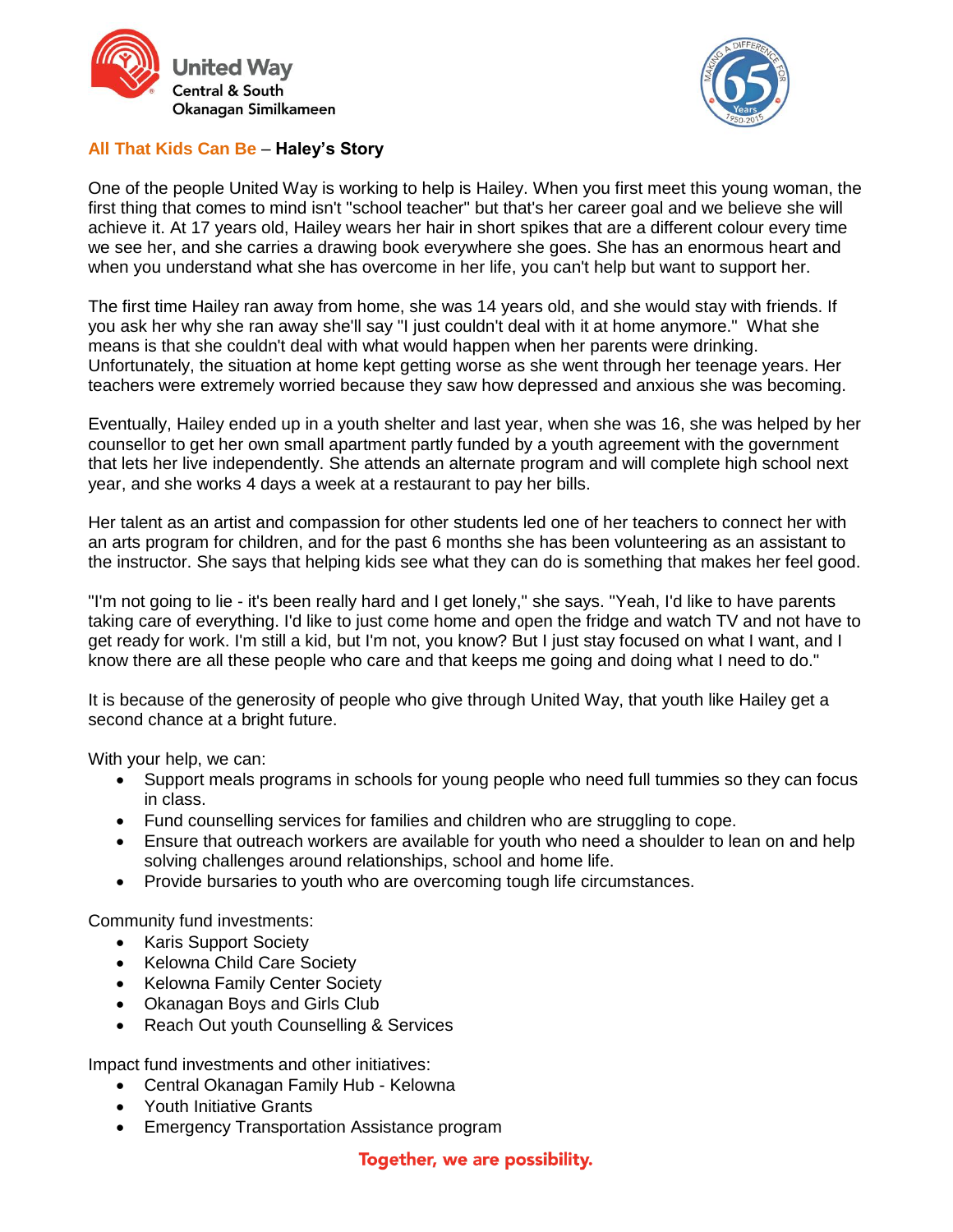United Way Central & South Okanagan Similkameen

## All That Kids Can Be – **Haley's Story**

One of the people United Way is working to help is Hailey. When you first meet this young woman, the first thing that comes to mind isn't "school teacher" but that's her career goal and we believe she will achieve it. At 17 years old, Hailey wears her hair in short spikes that are a different colour every time we see her, and she carries a drawing book everywhere she goes. She has an enormous heart and when you understand what she has overcome in her life, you can't help but want to support her.

The first time Hailey ran away from home, she was 14 years old, and she would stay with friends. If you ask her why she ran away she'll say "I just couldn't deal with it at home anymore." What she means is that she couldn't deal with what would happen when her parents were drinking. Unfortunately, the situation at home kept getting worse as she went through her teenage years. Her teachers were extremely worried because they saw how depressed and anxious she was becoming.

Eventually, Hailey ended up in a youth shelter and last year, when she was 16, she was helped by her counsellor to get her own small apartment partly funded by a youth agreement with the government that lets her live independently. She attends an alternate program and will complete high school next year, and she works 4 days a week at a restaurant to pay her bills.

Her talent as an artist and compassion for other students led one of her teachers to connect her with an arts program for children, and for the past 6 months she has been volunteering as an assistant to the instructor. She says that helping kids see what they can do is something that makes her feel good.

"I'm not going to lie - it's been really hard and I get lonely," she says. "Yeah, I'd like to have parents taking care of everything. I'd like to just come home and open the fridge and watch TV and not have to get ready for work. I'm still a kid, but I'm not, you know? But I just stay focused on what I want, and I know there are all these people who care and that keeps me going and doing what I need to do."

It is because of the generosity of people who give through United Way, that youth like Hailey get a second chance at a bright future.

With your help, we can:

- Support meals programs in schools for young people who need full tummies so they can focus in class.
- Fund counselling services for families and children who are struggling to cope.
- Ensure that outreach workers are available for youth who need a shoulder to lean on and help solving challenges around relationships, school and home life.
- Provide bursaries to youth who are overcoming tough life circumstances.

Community fund investments:

- Karis Support Society
- Kelowna Child Care Society
- Kelowna Family Center Society
- Okanagan Boys and Girls Club
- Reach Out youth Counselling & Services

Impact fund investments and other initiatives:

- Central Okanagan Family Hub - Kelowna
- Youth Initiative Grants
- Emergency Transportation Assistance program

**Together, we are possibility.**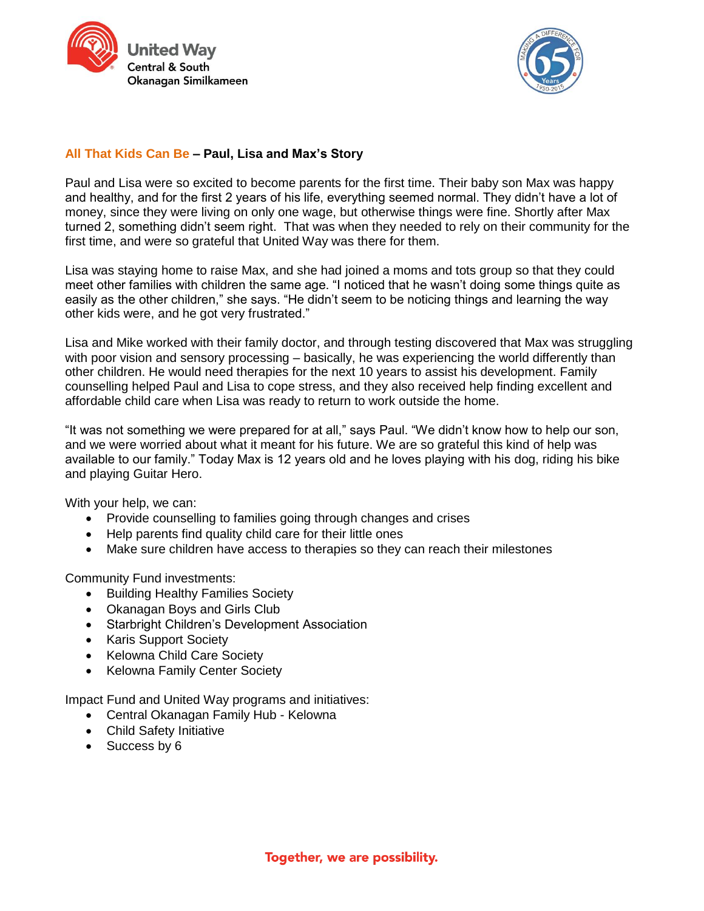## All That Kids Can Be – Paul, Lisa and Max's Story

Paul and Lisa were so excited to become parents for the first time. Their baby son Max was happy and healthy, and for the first 2 years of his life, everything seemed normal. They didn't have a lot of money, since they were living on only one wage, but otherwise things were fine. Shortly after Max turned 2, something didn't seem right. That was when they needed to rely on their community for the first time, and were so grateful that United Way was there for them.

Lisa was staying home to raise Max, and she had joined a moms and tots group so that they could meet other families with children the same age. "I noticed that he wasn't doing some things quite as easily as the other children," she says. "He didn't seem to be noticing things and learning the way other kids were, and he got very frustrated."

Lisa and Mike worked with their family doctor, and through testing discovered that Max was struggling with poor vision and sensory processing – basically, he was experiencing the world differently than other children. He would need therapies for the next 10 years to assist his development. Family counselling helped Paul and Lisa to cope stress, and they also received help finding excellent and affordable child care when Lisa was ready to return to work outside the home.

"It was not something we were prepared for at all," says Paul. "We didn't know how to help our son, and we were worried about what it meant for his future. We are so grateful this kind of help was available to our family." Today Max is 12 years old and he loves playing with his dog, riding his bike and playing Guitar Hero.

With your help, we can:

- Provide counselling to families going through changes and crises
- Help parents find quality child care for their little ones
- Make sure children have access to therapies so they can reach their milestones

Community Fund investments:

- Building Healthy Families Society
- Okanagan Boys and Girls Club
- Starbright Children's Development Association
- Karis Support Society
- Kelowna Child Care Society
- Kelowna Family Center Society

Impact Fund and United Way programs and initiatives:

- Central Okanagan Family Hub - Kelowna
- Child Safety Initiative
- Success by 6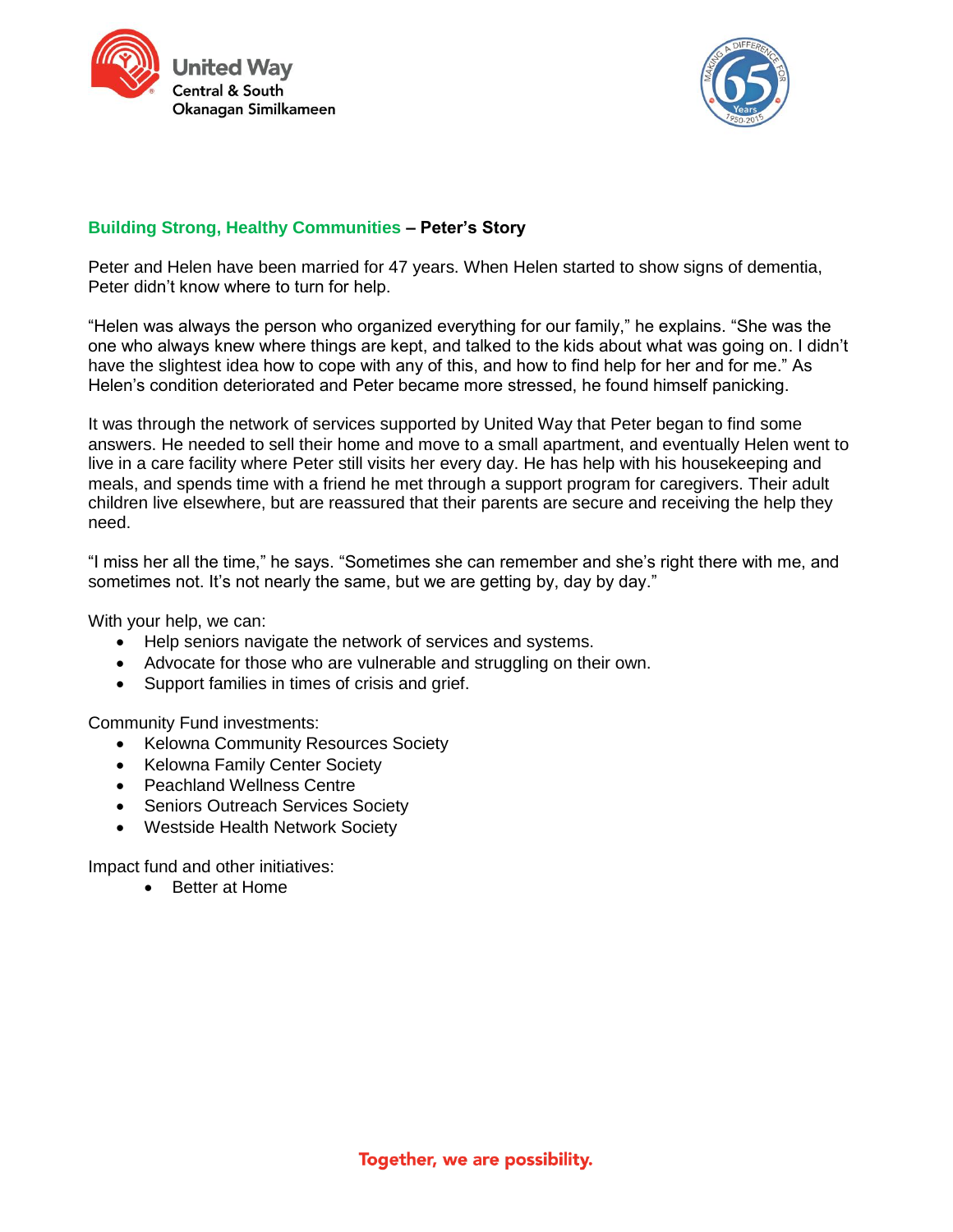United Way Central & South Okanagan Similkameen

## Building Strong, Healthy Communities – Peter's Story

Peter and Helen have been married for 47 years. When Helen started to show signs of dementia, Peter didn't know where to turn for help.

"Helen was always the person who organized everything for our family," he explains. "She was the one who always knew where things are kept, and talked to the kids about what was going on. I didn't have the slightest idea how to cope with any of this, and how to find help for her and for me." As Helen's condition deteriorated and Peter became more stressed, he found himself panicking.

It was through the network of services supported by United Way that Peter began to find some answers. He needed to sell their home and move to a small apartment, and eventually Helen went to live in a care facility where Peter still visits her every day. He has help with his housekeeping and meals, and spends time with a friend he met through a support program for caregivers. Their adult children live elsewhere, but are reassured that their parents are secure and receiving the help they need.

"I miss her all the time," he says. "Sometimes she can remember and she's right there with me, and sometimes not. It's not nearly the same, but we are getting by, day by day."

With your help, we can:

- Help seniors navigate the network of services and systems.
- Advocate for those who are vulnerable and struggling on their own.
- Support families in times of crisis and grief.

Community Fund investments:

- Kelowna Community Resources Society
- Kelowna Family Center Society
- Peachland Wellness Centre
- Seniors Outreach Services Society
- Westside Health Network Society

Impact fund and other initiatives:

- Better at Home

Together, we are possibility.